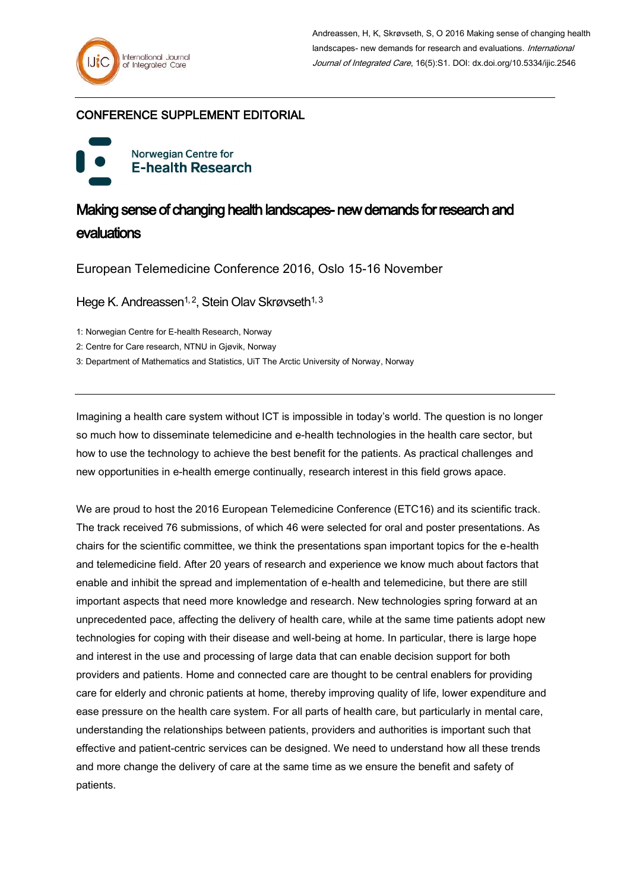Andreassen, H, K, Skrøvseth, S, O 2016 Making sense of changing health landscapes- new demands for research and evaluations. *International Journal of Integrated Care*, 16(5):S1. DOI: dx.doi.org/10.5334/ijic.2546

CONFERENCE SUPPLEMENT EDITORIAL

Norwegian Centre for E-health Research

# Making sense of changing health landscapes- new demands for research and evaluations

European Telemedicine Conference 2016, Oslo 15-16 November

Hege K. Andreassen[1, 2], Stein Olav Skrøvseth[1, 3]

1: Norwegian Centre for E-health Research, Norway

2: Centre for Care research, NTNU in Gjøvik, Norway

3: Department of Mathematics and Statistics, UiT The Arctic University of Norway, Norway

---

Imagining a health care system without ICT is impossible in today's world. The question is no longer so much how to disseminate telemedicine and e-health technologies in the health care sector, but how to use the technology to achieve the best benefit for the patients. As practical challenges and new opportunities in e-health emerge continually, research interest in this field grows apace.

We are proud to host the 2016 European Telemedicine Conference (ETC16) and its scientific track. The track received 76 submissions, of which 46 were selected for oral and poster presentations. As chairs for the scientific committee, we think the presentations span important topics for the e-health and telemedicine field. After 20 years of research and experience we know much about factors that enable and inhibit the spread and implementation of e-health and telemedicine, but there are still important aspects that need more knowledge and research. New technologies spring forward at an unprecedented pace, affecting the delivery of health care, while at the same time patients adopt new technologies for coping with their disease and well-being at home. In particular, there is large hope and interest in the use and processing of large data that can enable decision support for both providers and patients. Home and connected care are thought to be central enablers for providing care for elderly and chronic patients at home, thereby improving quality of life, lower expenditure and ease pressure on the health care system. For all parts of health care, but particularly in mental care, understanding the relationships between patients, providers and authorities is important such that effective and patient-centric services can be designed. We need to understand how all these trends and more change the delivery of care at the same time as we ensure the benefit and safety of patients.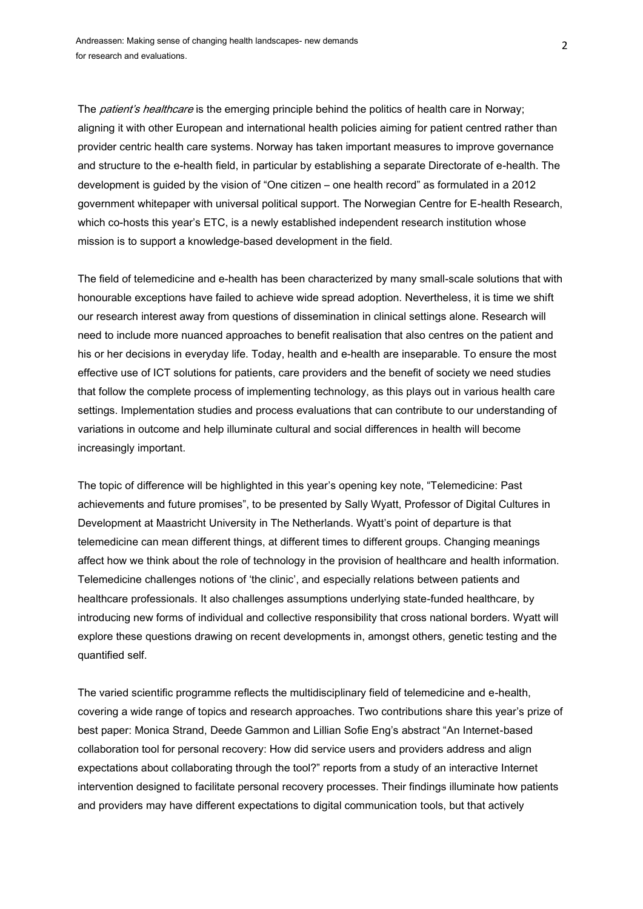The *patient's healthcare* is the emerging principle behind the politics of health care in Norway; aligning it with other European and international health policies aiming for patient centred rather than provider centric health care systems. Norway has taken important measures to improve governance and structure to the e-health field, in particular by establishing a separate Directorate of e-health. The development is guided by the vision of "One citizen – one health record" as formulated in a 2012 government whitepaper with universal political support. The Norwegian Centre for E-health Research, which co-hosts this year's ETC, is a newly established independent research institution whose mission is to support a knowledge-based development in the field.

The field of telemedicine and e-health has been characterized by many small-scale solutions that with honourable exceptions have failed to achieve wide spread adoption. Nevertheless, it is time we shift our research interest away from questions of dissemination in clinical settings alone. Research will need to include more nuanced approaches to benefit realisation that also centres on the patient and his or her decisions in everyday life. Today, health and e-health are inseparable. To ensure the most effective use of ICT solutions for patients, care providers and the benefit of society we need studies that follow the complete process of implementing technology, as this plays out in various health care settings. Implementation studies and process evaluations that can contribute to our understanding of variations in outcome and help illuminate cultural and social differences in health will become increasingly important.

The topic of difference will be highlighted in this year's opening key note, "Telemedicine: Past achievements and future promises", to be presented by Sally Wyatt, Professor of Digital Cultures in Development at Maastricht University in The Netherlands. Wyatt's point of departure is that telemedicine can mean different things, at different times to different groups. Changing meanings affect how we think about the role of technology in the provision of healthcare and health information. Telemedicine challenges notions of 'the clinic', and especially relations between patients and healthcare professionals. It also challenges assumptions underlying state-funded healthcare, by introducing new forms of individual and collective responsibility that cross national borders. Wyatt will explore these questions drawing on recent developments in, amongst others, genetic testing and the quantified self.

The varied scientific programme reflects the multidisciplinary field of telemedicine and e-health, covering a wide range of topics and research approaches. Two contributions share this year's prize of best paper: Monica Strand, Deede Gammon and Lillian Sofie Eng's abstract "An Internet-based collaboration tool for personal recovery: How did service users and providers address and align expectations about collaborating through the tool?" reports from a study of an interactive Internet intervention designed to facilitate personal recovery processes. Their findings illuminate how patients and providers may have different expectations to digital communication tools, but that actively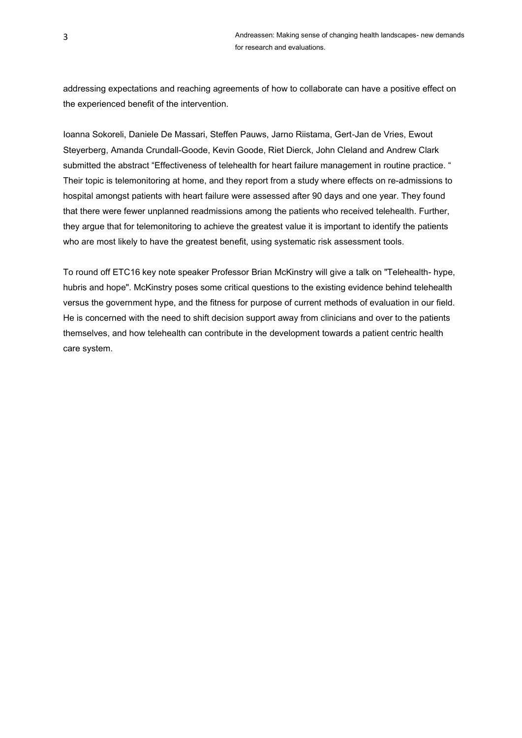addressing expectations and reaching agreements of how to collaborate can have a positive effect on the experienced benefit of the intervention.

Ioanna Sokoreli, Daniele De Massari, Steffen Pauws, Jarno Riistama, Gert-Jan de Vries, Ewout Steyerberg, Amanda Crundall-Goode, Kevin Goode, Riet Dierck, John Cleland and Andrew Clark submitted the abstract "Effectiveness of telehealth for heart failure management in routine practice. " Their topic is telemonitoring at home, and they report from a study where effects on re-admissions to hospital amongst patients with heart failure were assessed after 90 days and one year. They found that there were fewer unplanned readmissions among the patients who received telehealth. Further, they argue that for telemonitoring to achieve the greatest value it is important to identify the patients who are most likely to have the greatest benefit, using systematic risk assessment tools.

To round off ETC16 key note speaker Professor Brian McKinstry will give a talk on "Telehealth- hype, hubris and hope". McKinstry poses some critical questions to the existing evidence behind telehealth versus the government hype, and the fitness for purpose of current methods of evaluation in our field. He is concerned with the need to shift decision support away from clinicians and over to the patients themselves, and how telehealth can contribute in the development towards a patient centric health care system.